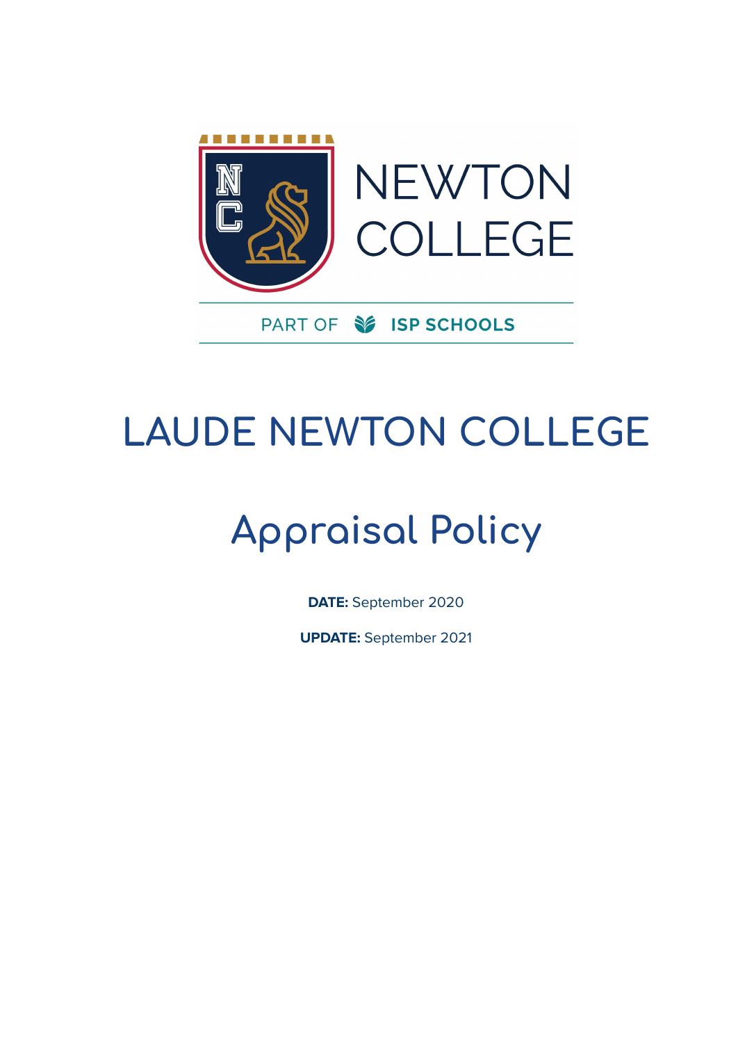NEWTON COLLEGE

PART OF ISP SCHOOLS

# LAUDE NEWTON COLLEGE

# Appraisal Policy

**DATE:** September 2020

**UPDATE:** September 2021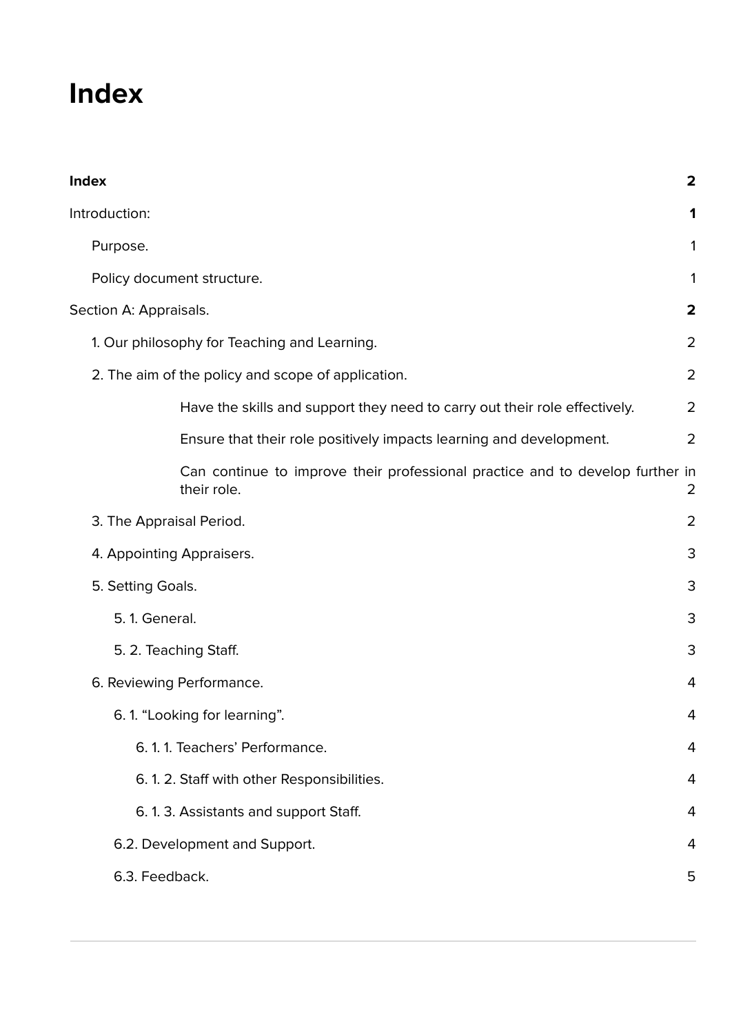# Index

| | |
|---|---|
| **Index** | **2** |
| Introduction: | **1** |
| Purpose. | 1 |
| Policy document structure. | 1 |
| Section A: Appraisals. | **2** |
| 1. Our philosophy for Teaching and Learning. | 2 |
| 2. The aim of the policy and scope of application. | 2 |
| Have the skills and support they need to carry out their role effectively. | 2 |
| Ensure that their role positively impacts learning and development. | 2 |
| Can continue to improve their professional practice and to develop further in their role. | 2 |
| 3. The Appraisal Period. | 2 |
| 4. Appointing Appraisers. | 3 |
| 5. Setting Goals. | 3 |
| 5. 1. General. | 3 |
| 5. 2. Teaching Staff. | 3 |
| 6. Reviewing Performance. | 4 |
| 6. 1. "Looking for learning". | 4 |
| 6. 1. 1. Teachers' Performance. | 4 |
| 6. 1. 2. Staff with other Responsibilities. | 4 |
| 6. 1. 3. Assistants and support Staff. | 4 |
| 6.2. Development and Support. | 4 |
| 6.3. Feedback. | 5 |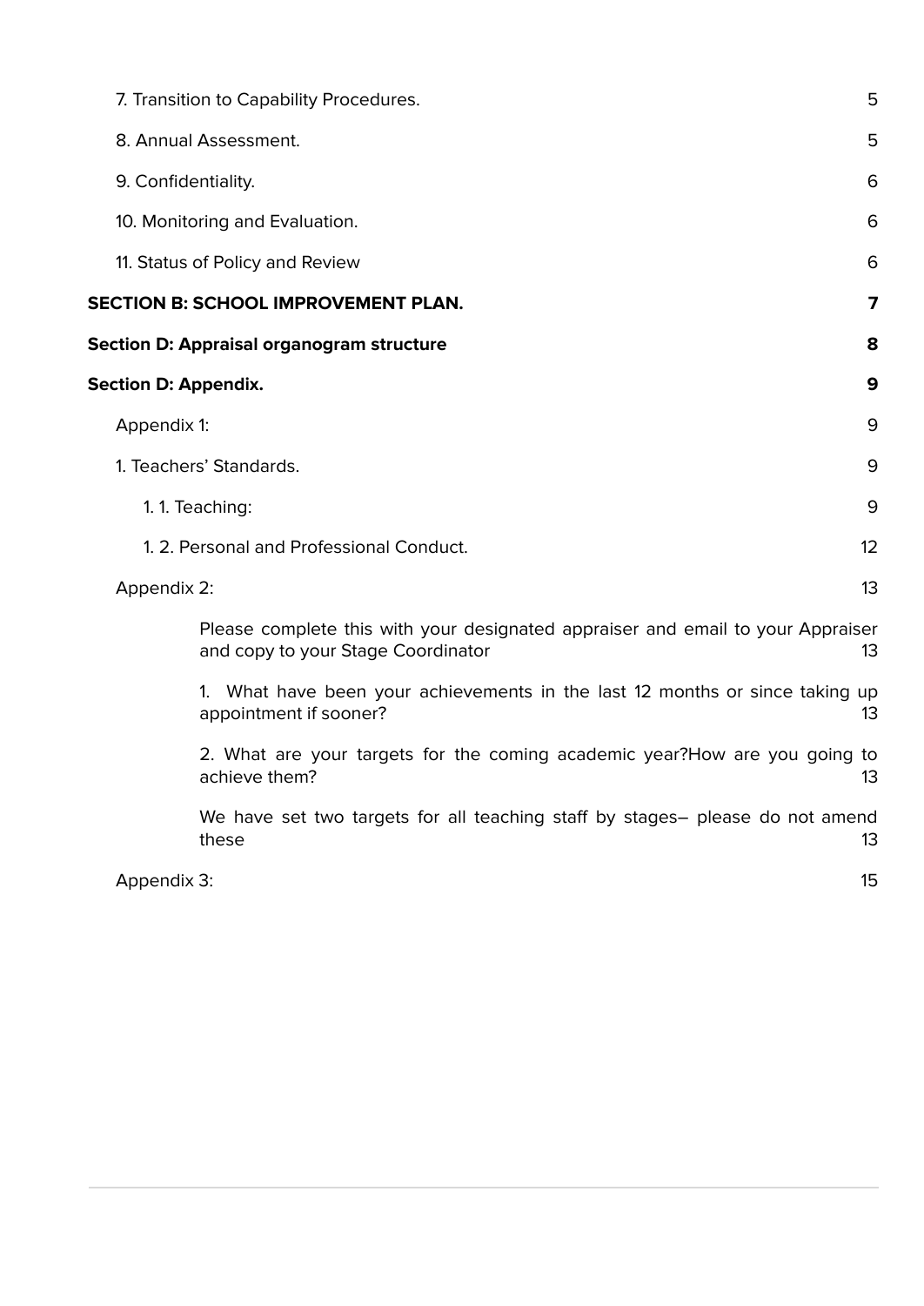7. Transition to Capability Procedures. 5

8. Annual Assessment. 5

9. Confidentiality. 6

10. Monitoring and Evaluation. 6

11. Status of Policy and Review 6

**SECTION B: SCHOOL IMPROVEMENT PLAN. 7**

**Section D: Appraisal organogram structure 8**

**Section D: Appendix. 9**

Appendix 1: 9

1. Teachers' Standards. 9

1. 1. Teaching: 9

1. 2. Personal and Professional Conduct. 12

Appendix 2: 13

Please complete this with your designated appraiser and email to your Appraiser and copy to your Stage Coordinator 13

1. What have been your achievements in the last 12 months or since taking up appointment if sooner? 13

2. What are your targets for the coming academic year?How are you going to achieve them? 13

We have set two targets for all teaching staff by stages– please do not amend these 13

Appendix 3: 15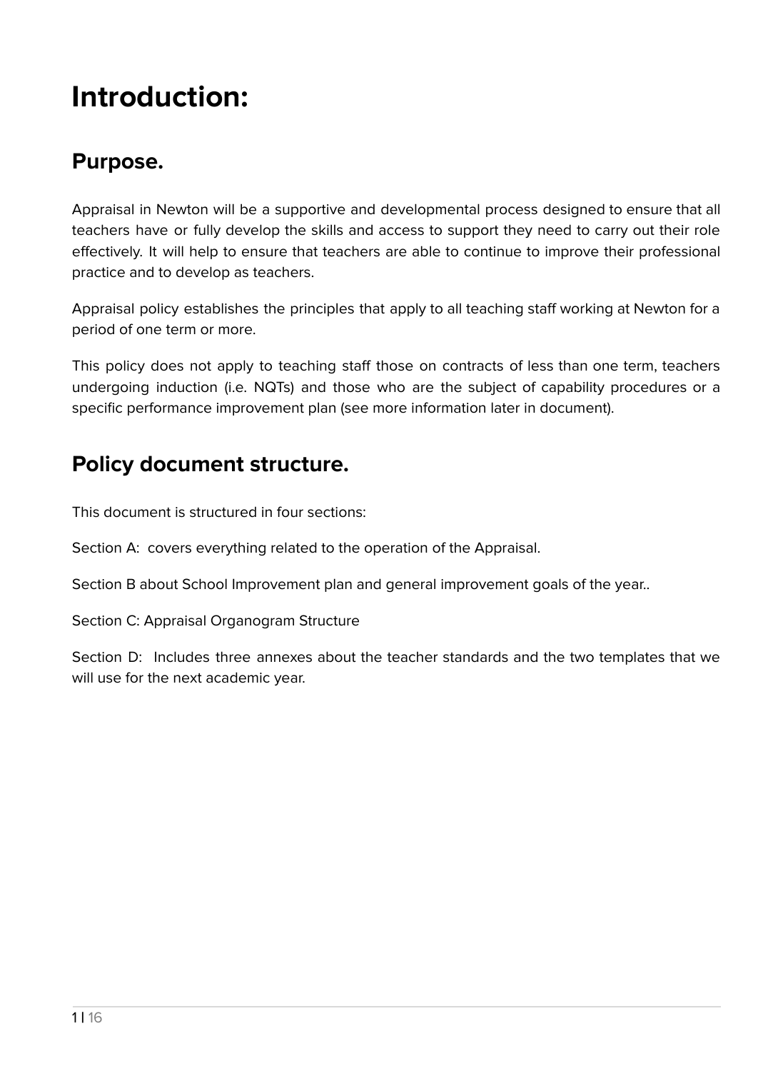# Introduction:

## Purpose.

Appraisal in Newton will be a supportive and developmental process designed to ensure that all teachers have or fully develop the skills and access to support they need to carry out their role effectively. It will help to ensure that teachers are able to continue to improve their professional practice and to develop as teachers.

Appraisal policy establishes the principles that apply to all teaching staff working at Newton for a period of one term or more.

This policy does not apply to teaching staff those on contracts of less than one term, teachers undergoing induction (i.e. NQTs) and those who are the subject of capability procedures or a specific performance improvement plan (see more information later in document).

## Policy document structure.

This document is structured in four sections:

Section A: covers everything related to the operation of the Appraisal.

Section B about School Improvement plan and general improvement goals of the year..

Section C: Appraisal Organogram Structure

Section D: Includes three annexes about the teacher standards and the two templates that we will use for the next academic year.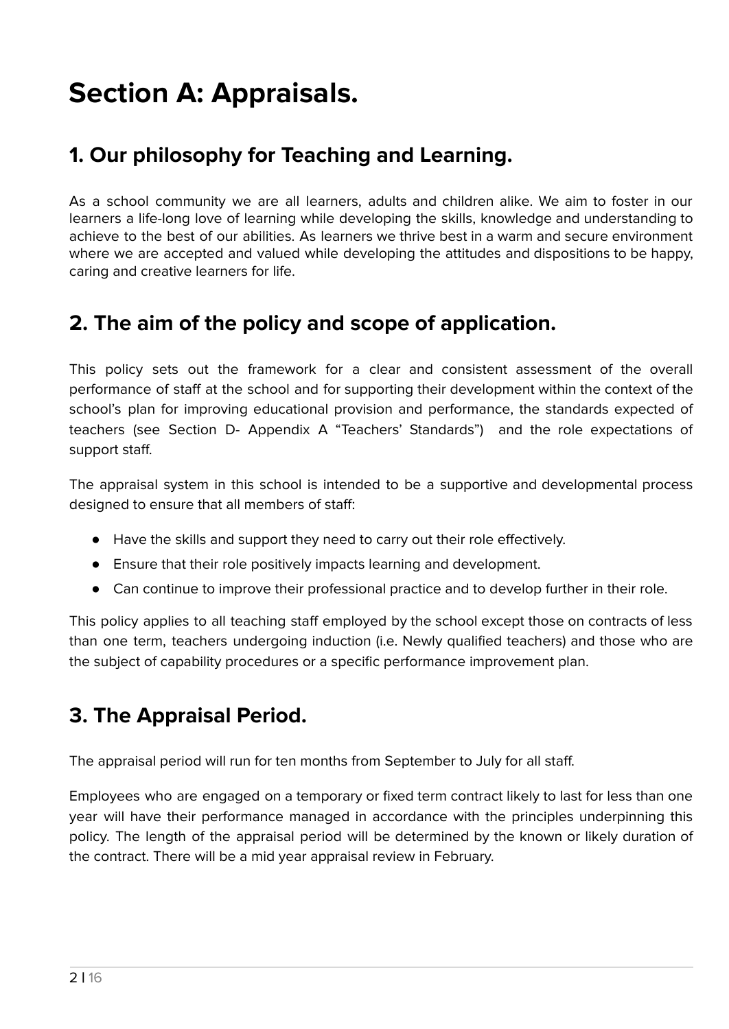# Section A: Appraisals.

## 1. Our philosophy for Teaching and Learning.

As a school community we are all learners, adults and children alike. We aim to foster in our learners a life-long love of learning while developing the skills, knowledge and understanding to achieve to the best of our abilities. As learners we thrive best in a warm and secure environment where we are accepted and valued while developing the attitudes and dispositions to be happy, caring and creative learners for life.

## 2. The aim of the policy and scope of application.

This policy sets out the framework for a clear and consistent assessment of the overall performance of staff at the school and for supporting their development within the context of the school's plan for improving educational provision and performance, the standards expected of teachers (see Section D- Appendix A "Teachers' Standards") and the role expectations of support staff.

The appraisal system in this school is intended to be a supportive and developmental process designed to ensure that all members of staff:

- Have the skills and support they need to carry out their role effectively.
- Ensure that their role positively impacts learning and development.
- Can continue to improve their professional practice and to develop further in their role.

This policy applies to all teaching staff employed by the school except those on contracts of less than one term, teachers undergoing induction (i.e. Newly qualified teachers) and those who are the subject of capability procedures or a specific performance improvement plan.

## 3. The Appraisal Period.

The appraisal period will run for ten months from September to July for all staff.

Employees who are engaged on a temporary or fixed term contract likely to last for less than one year will have their performance managed in accordance with the principles underpinning this policy. The length of the appraisal period will be determined by the known or likely duration of the contract. There will be a mid year appraisal review in February.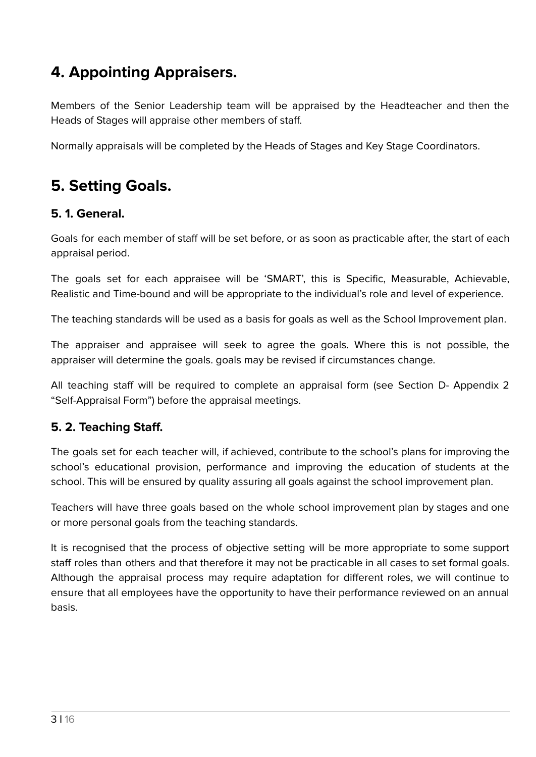# 4. Appointing Appraisers.

Members of the Senior Leadership team will be appraised by the Headteacher and then the Heads of Stages will appraise other members of staff.

Normally appraisals will be completed by the Heads of Stages and Key Stage Coordinators.

# 5. Setting Goals.

## 5. 1. General.

Goals for each member of staff will be set before, or as soon as practicable after, the start of each appraisal period.

The goals set for each appraisee will be 'SMART', this is Specific, Measurable, Achievable, Realistic and Time-bound and will be appropriate to the individual's role and level of experience.

The teaching standards will be used as a basis for goals as well as the School Improvement plan.

The appraiser and appraisee will seek to agree the goals. Where this is not possible, the appraiser will determine the goals. goals may be revised if circumstances change.

All teaching staff will be required to complete an appraisal form (see Section D- Appendix 2 "Self-Appraisal Form") before the appraisal meetings.

## 5. 2. Teaching Staff.

The goals set for each teacher will, if achieved, contribute to the school's plans for improving the school's educational provision, performance and improving the education of students at the school. This will be ensured by quality assuring all goals against the school improvement plan.

Teachers will have three goals based on the whole school improvement plan by stages and one or more personal goals from the teaching standards.

It is recognised that the process of objective setting will be more appropriate to some support staff roles than others and that therefore it may not be practicable in all cases to set formal goals. Although the appraisal process may require adaptation for different roles, we will continue to ensure that all employees have the opportunity to have their performance reviewed on an annual basis.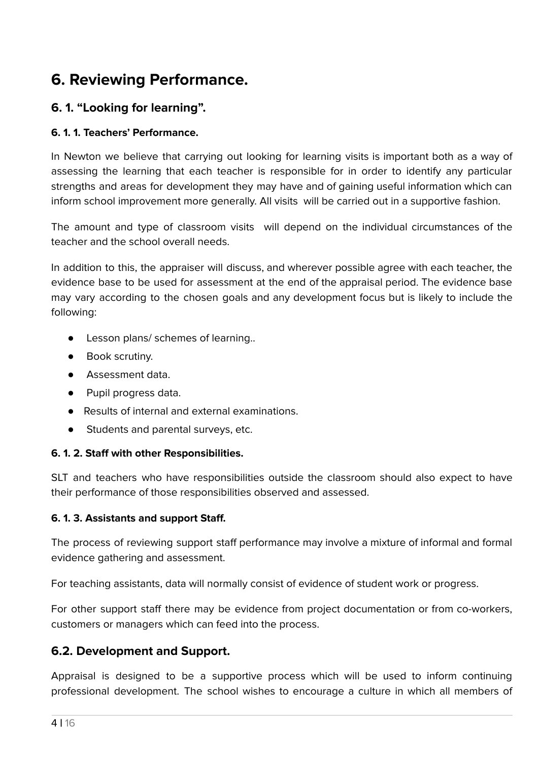# 6. Reviewing Performance.

## 6. 1. "Looking for learning".

### 6. 1. 1. Teachers' Performance.

In Newton we believe that carrying out looking for learning visits is important both as a way of assessing the learning that each teacher is responsible for in order to identify any particular strengths and areas for development they may have and of gaining useful information which can inform school improvement more generally. All visits will be carried out in a supportive fashion.

The amount and type of classroom visits will depend on the individual circumstances of the teacher and the school overall needs.

In addition to this, the appraiser will discuss, and wherever possible agree with each teacher, the evidence base to be used for assessment at the end of the appraisal period. The evidence base may vary according to the chosen goals and any development focus but is likely to include the following:

- Lesson plans/ schemes of learning..
- Book scrutiny.
- Assessment data.
- Pupil progress data.
- Results of internal and external examinations.
- Students and parental surveys, etc.

### 6. 1. 2. Staff with other Responsibilities.

SLT and teachers who have responsibilities outside the classroom should also expect to have their performance of those responsibilities observed and assessed.

### 6. 1. 3. Assistants and support Staff.

The process of reviewing support staff performance may involve a mixture of informal and formal evidence gathering and assessment.

For teaching assistants, data will normally consist of evidence of student work or progress.

For other support staff there may be evidence from project documentation or from co-workers, customers or managers which can feed into the process.

## 6.2. Development and Support.

Appraisal is designed to be a supportive process which will be used to inform continuing professional development. The school wishes to encourage a culture in which all members of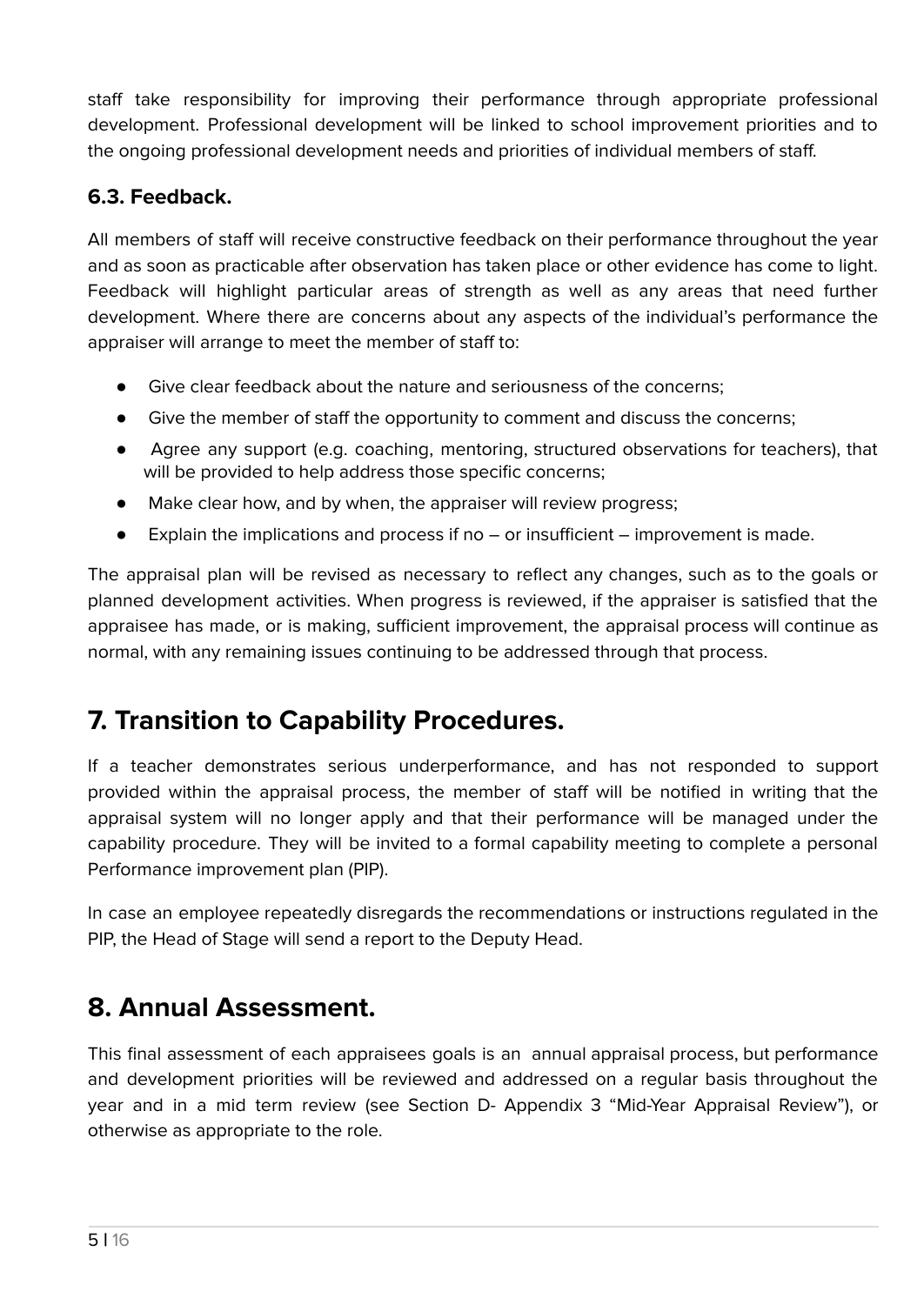staff take responsibility for improving their performance through appropriate professional development. Professional development will be linked to school improvement priorities and to the ongoing professional development needs and priorities of individual members of staff.

### 6.3. Feedback.

All members of staff will receive constructive feedback on their performance throughout the year and as soon as practicable after observation has taken place or other evidence has come to light. Feedback will highlight particular areas of strength as well as any areas that need further development. Where there are concerns about any aspects of the individual's performance the appraiser will arrange to meet the member of staff to:

- Give clear feedback about the nature and seriousness of the concerns;
- Give the member of staff the opportunity to comment and discuss the concerns;
- Agree any support (e.g. coaching, mentoring, structured observations for teachers), that will be provided to help address those specific concerns;
- Make clear how, and by when, the appraiser will review progress;
- Explain the implications and process if no – or insufficient – improvement is made.

The appraisal plan will be revised as necessary to reflect any changes, such as to the goals or planned development activities. When progress is reviewed, if the appraiser is satisfied that the appraisee has made, or is making, sufficient improvement, the appraisal process will continue as normal, with any remaining issues continuing to be addressed through that process.

## 7. Transition to Capability Procedures.

If a teacher demonstrates serious underperformance, and has not responded to support provided within the appraisal process, the member of staff will be notified in writing that the appraisal system will no longer apply and that their performance will be managed under the capability procedure. They will be invited to a formal capability meeting to complete a personal Performance improvement plan (PIP).

In case an employee repeatedly disregards the recommendations or instructions regulated in the PIP, the Head of Stage will send a report to the Deputy Head.

## 8. Annual Assessment.

This final assessment of each appraisees goals is an annual appraisal process, but performance and development priorities will be reviewed and addressed on a regular basis throughout the year and in a mid term review (see Section D- Appendix 3 "Mid-Year Appraisal Review"), or otherwise as appropriate to the role.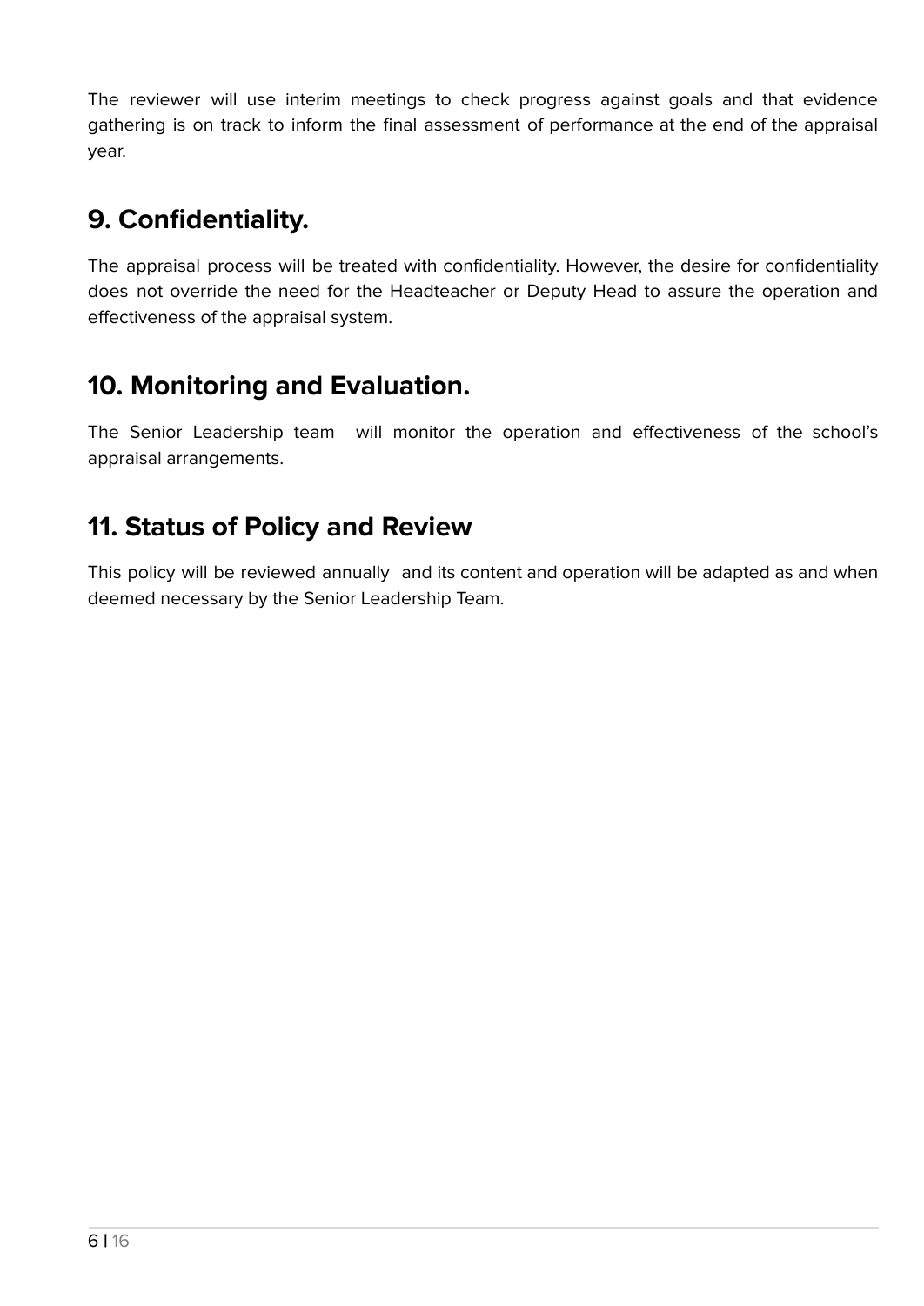The reviewer will use interim meetings to check progress against goals and that evidence gathering is on track to inform the final assessment of performance at the end of the appraisal year.

## 9. Confidentiality.

The appraisal process will be treated with confidentiality. However, the desire for confidentiality does not override the need for the Headteacher or Deputy Head to assure the operation and effectiveness of the appraisal system.

## 10. Monitoring and Evaluation.

The Senior Leadership team will monitor the operation and effectiveness of the school's appraisal arrangements.

## 11. Status of Policy and Review

This policy will be reviewed annually and its content and operation will be adapted as and when deemed necessary by the Senior Leadership Team.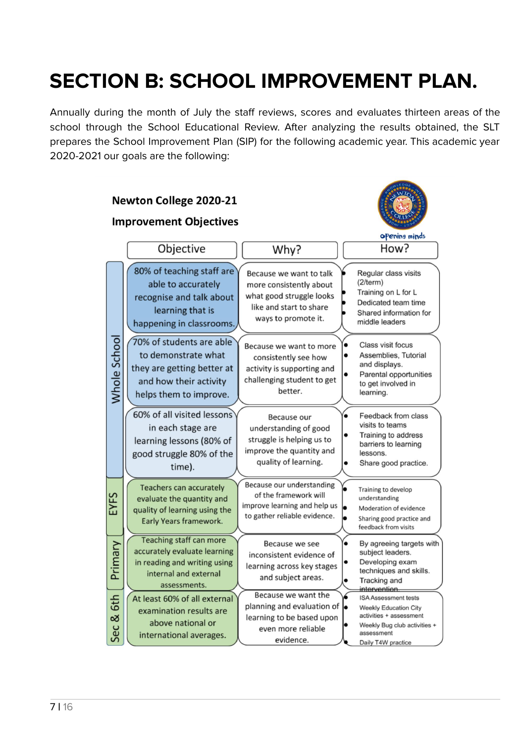# SECTION B: SCHOOL IMPROVEMENT PLAN.

Annually during the month of July the staff reviews, scores and evaluates thirteen areas of the school through the School Educational Review. After analyzing the results obtained, the SLT prepares the School Improvement Plan (SIP) for the following academic year. This academic year 2020-2021 our goals are the following:

**Newton College 2020-21**

**Improvement Objectives**

opening minds

| | Objective | Why? | How? |
|---|---|---|---|
| Whole School | 80% of teaching staff are able to accurately recognise and talk about learning that is happening in classrooms. | Because we want to talk more consistently about what good struggle looks like and start to share ways to promote it. | • Regular class visits (2/term)<br>• Training on L for L<br>• Dedicated team time<br>• Shared information for middle leaders |
| Whole School | 70% of students are able to demonstrate what they are getting better at and how their activity helps them to improve. | Because we want to more consistently see how activity is supporting and challenging student to get better. | • Class visit focus<br>• Assemblies, Tutorial and displays.<br>• Parental opportunities to get involved in learning. |
| Whole School | 60% of all visited lessons in each stage are learning lessons (80% of good struggle 80% of the time). | Because our understanding of good struggle is helping us to improve the quantity and quality of learning. | • Feedback from class visits to teams<br>• Training to address barriers to learning lessons.<br>• Share good practice. |
| EYFS | Teachers can accurately evaluate the quantity and quality of learning using the Early Years framework. | Because our understanding of the framework will improve learning and help us to gather reliable evidence. | • Training to develop understanding<br>• Moderation of evidence<br>• Sharing good practice and feedback from visits |
| Primary | Teaching staff can more accurately evaluate learning in reading and writing using internal and external assessments. | Because we see inconsistent evidence of learning across key stages and subject areas. | • By agreeing targets with subject leaders.<br>• Developing exam techniques and skills.<br>• Tracking and intervention. |
| Sec & 6th | At least 60% of all external examination results are above national or international averages. | Because we want the planning and evaluation of learning to be based upon even more reliable evidence. | • ISA Assessment tests<br>• Weekly Education City activities + assessment<br>• Weekly Bug club activities + assessment<br>• Daily T4W practice |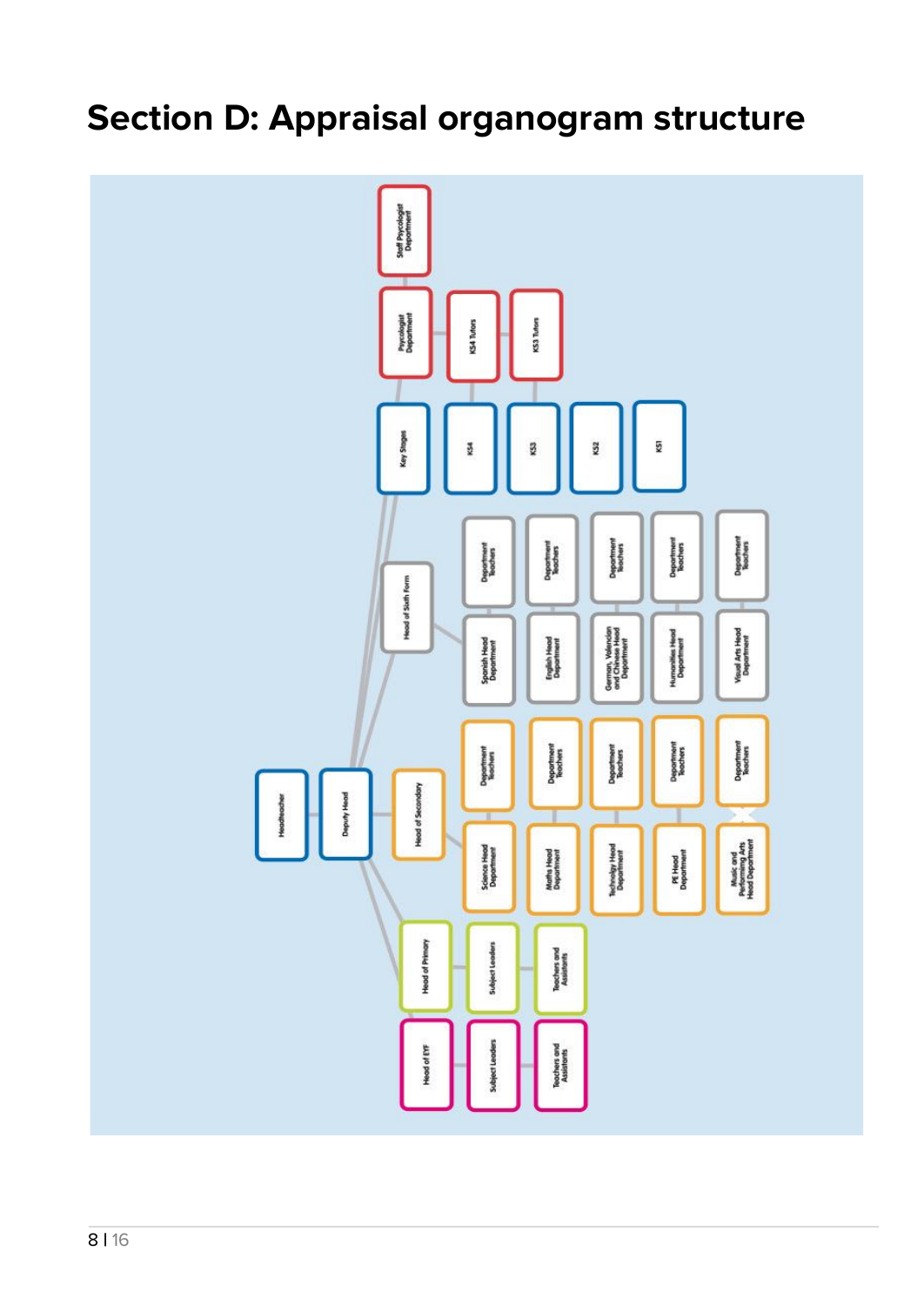# Section D: Appraisal organogram structure

Headteacher

Deputy Head

Head of EYF

Subject Leaders

Teachers and Assistants

Head of Primary

Subject Leaders

Teachers and Assistants

Head of Secondary

Science Head Department

Department Teachers

Maths Head Department

Department Teachers

Technology Head Department

Department Teachers

PE Head Department

Department Teachers

Music and Performing Arts Head Department

Department Teachers

Head of Sixth Form

Spanish Head Department

Department Teachers

English Head Department

Department Teachers

German, Valencian and Chinese Head Department

Department Teachers

Humanities Head Department

Department Teachers

Visual Arts Head Department

Department Teachers

Key Stages

KS4

KS3

KS2

KS1

Psycologist Department

KS4 Tutors

KS3 Tutors

Staff Psycologist Department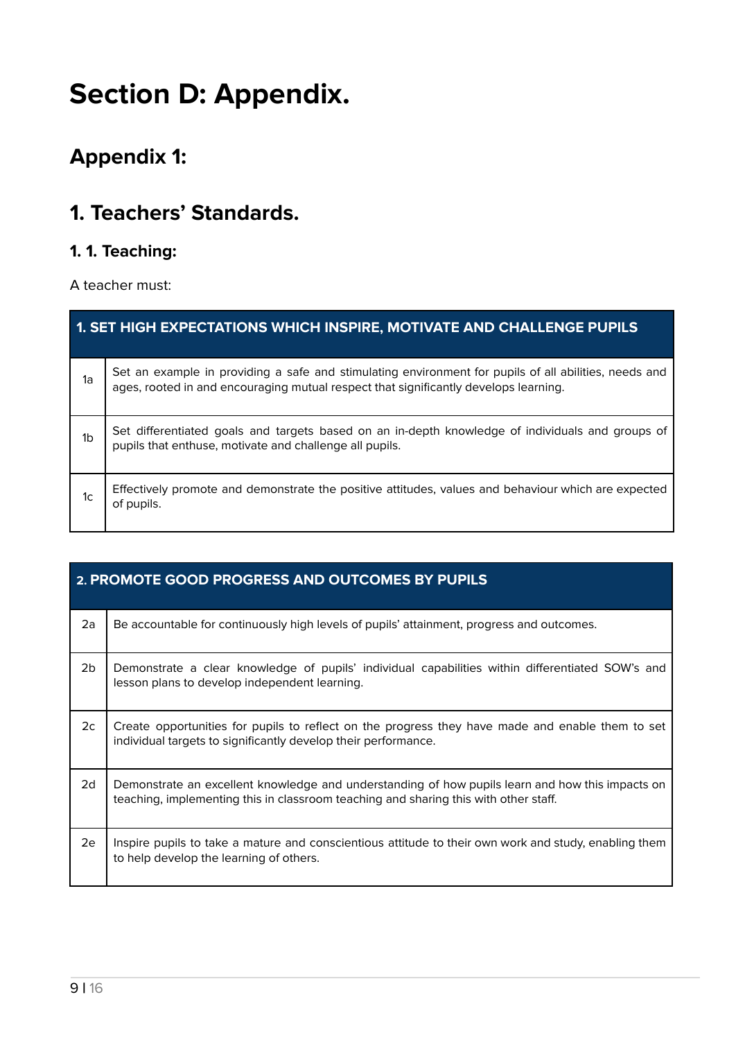# Section D: Appendix.

## Appendix 1:

## 1. Teachers' Standards.

### 1. 1. Teaching:

A teacher must:

| 1. SET HIGH EXPECTATIONS WHICH INSPIRE, MOTIVATE AND CHALLENGE PUPILS | |
|---|---|
| 1a | Set an example in providing a safe and stimulating environment for pupils of all abilities, needs and ages, rooted in and encouraging mutual respect that significantly develops learning. |
| 1b | Set differentiated goals and targets based on an in-depth knowledge of individuals and groups of pupils that enthuse, motivate and challenge all pupils. |
| 1c | Effectively promote and demonstrate the positive attitudes, values and behaviour which are expected of pupils. |

| 2. PROMOTE GOOD PROGRESS AND OUTCOMES BY PUPILS | |
|---|---|
| 2a | Be accountable for continuously high levels of pupils' attainment, progress and outcomes. |
| 2b | Demonstrate a clear knowledge of pupils' individual capabilities within differentiated SOW's and lesson plans to develop independent learning. |
| 2c | Create opportunities for pupils to reflect on the progress they have made and enable them to set individual targets to significantly develop their performance. |
| 2d | Demonstrate an excellent knowledge and understanding of how pupils learn and how this impacts on teaching, implementing this in classroom teaching and sharing this with other staff. |
| 2e | Inspire pupils to take a mature and conscientious attitude to their own work and study, enabling them to help develop the learning of others. |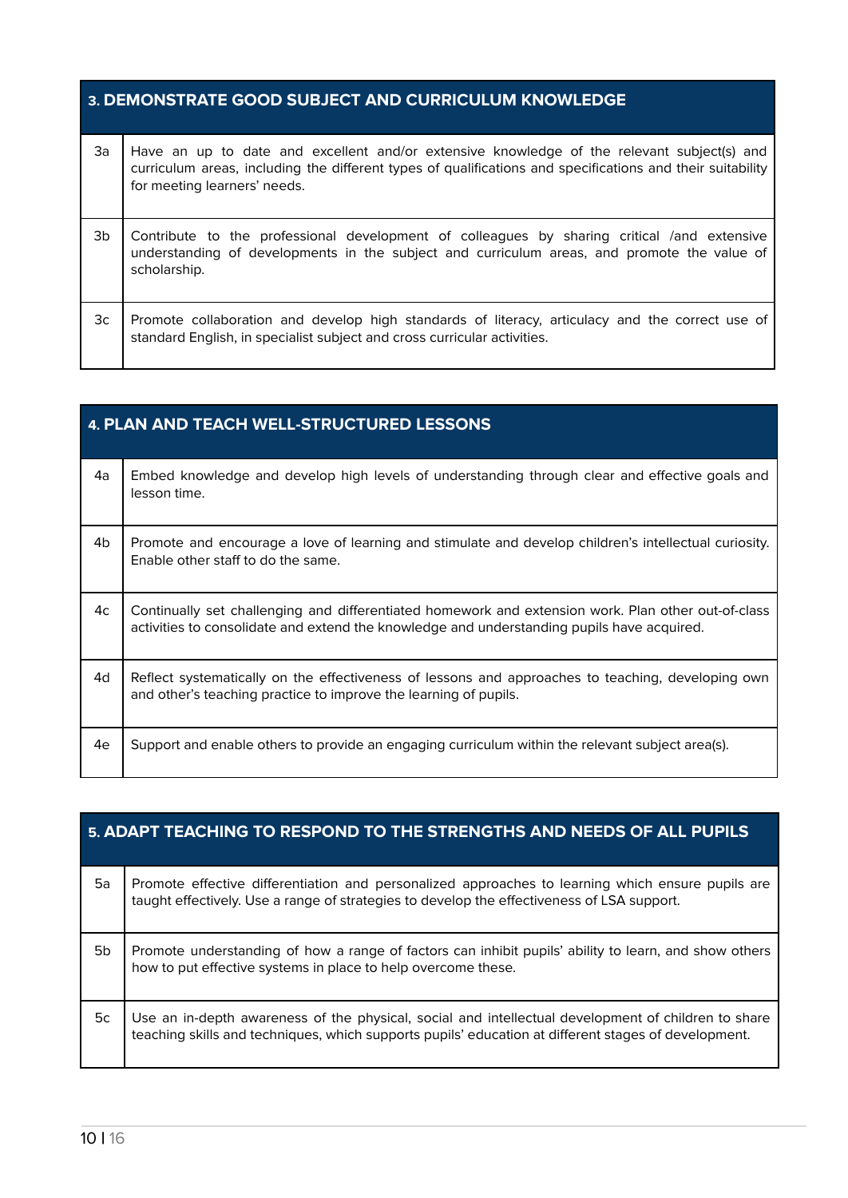| 3. DEMONSTRATE GOOD SUBJECT AND CURRICULUM KNOWLEDGE | |
|---|---|
| 3a | Have an up to date and excellent and/or extensive knowledge of the relevant subject(s) and curriculum areas, including the different types of qualifications and specifications and their suitability for meeting learners' needs. |
| 3b | Contribute to the professional development of colleagues by sharing critical /and extensive understanding of developments in the subject and curriculum areas, and promote the value of scholarship. |
| 3c | Promote collaboration and develop high standards of literacy, articulacy and the correct use of standard English, in specialist subject and cross curricular activities. |

| 4. PLAN AND TEACH WELL-STRUCTURED LESSONS | |
|---|---|
| 4a | Embed knowledge and develop high levels of understanding through clear and effective goals and lesson time. |
| 4b | Promote and encourage a love of learning and stimulate and develop children's intellectual curiosity. Enable other staff to do the same. |
| 4c | Continually set challenging and differentiated homework and extension work. Plan other out-of-class activities to consolidate and extend the knowledge and understanding pupils have acquired. |
| 4d | Reflect systematically on the effectiveness of lessons and approaches to teaching, developing own and other's teaching practice to improve the learning of pupils. |
| 4e | Support and enable others to provide an engaging curriculum within the relevant subject area(s). |

| 5. ADAPT TEACHING TO RESPOND TO THE STRENGTHS AND NEEDS OF ALL PUPILS | |
|---|---|
| 5a | Promote effective differentiation and personalized approaches to learning which ensure pupils are taught effectively. Use a range of strategies to develop the effectiveness of LSA support. |
| 5b | Promote understanding of how a range of factors can inhibit pupils' ability to learn, and show others how to put effective systems in place to help overcome these. |
| 5c | Use an in-depth awareness of the physical, social and intellectual development of children to share teaching skills and techniques, which supports pupils' education at different stages of development. |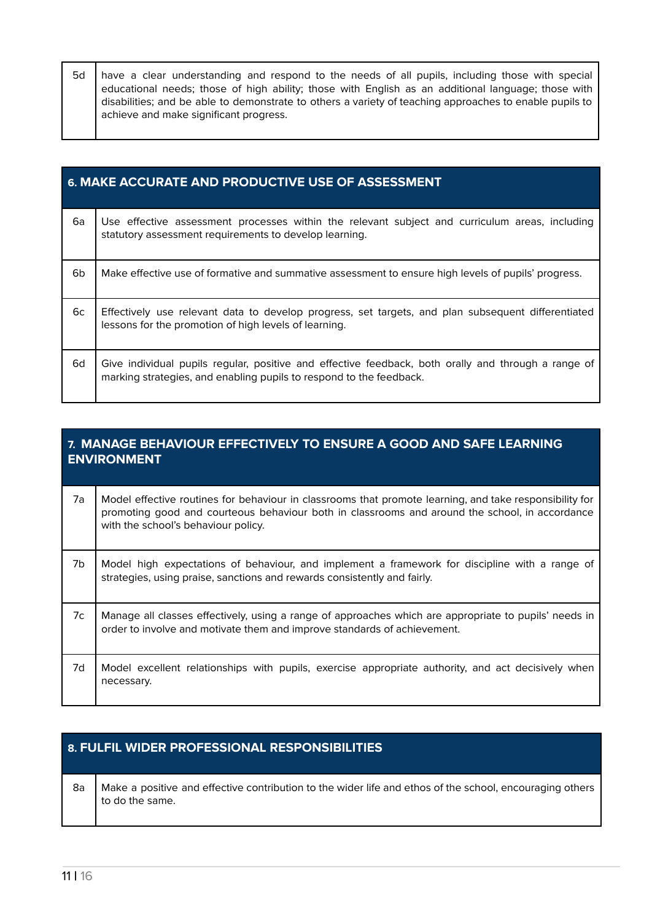| | |
|---|---|
| 5d | have a clear understanding and respond to the needs of all pupils, including those with special educational needs; those of high ability; those with English as an additional language; those with disabilities; and be able to demonstrate to others a variety of teaching approaches to enable pupils to achieve and make significant progress. |

| **6. MAKE ACCURATE AND PRODUCTIVE USE OF ASSESSMENT** | |
|---|---|
| 6a | Use effective assessment processes within the relevant subject and curriculum areas, including statutory assessment requirements to develop learning. |
| 6b | Make effective use of formative and summative assessment to ensure high levels of pupils' progress. |
| 6c | Effectively use relevant data to develop progress, set targets, and plan subsequent differentiated lessons for the promotion of high levels of learning. |
| 6d | Give individual pupils regular, positive and effective feedback, both orally and through a range of marking strategies, and enabling pupils to respond to the feedback. |

| **7. MANAGE BEHAVIOUR EFFECTIVELY TO ENSURE A GOOD AND SAFE LEARNING ENVIRONMENT** | |
|---|---|
| 7a | Model effective routines for behaviour in classrooms that promote learning, and take responsibility for promoting good and courteous behaviour both in classrooms and around the school, in accordance with the school's behaviour policy. |
| 7b | Model high expectations of behaviour, and implement a framework for discipline with a range of strategies, using praise, sanctions and rewards consistently and fairly. |
| 7c | Manage all classes effectively, using a range of approaches which are appropriate to pupils' needs in order to involve and motivate them and improve standards of achievement. |
| 7d | Model excellent relationships with pupils, exercise appropriate authority, and act decisively when necessary. |

| **8. FULFIL WIDER PROFESSIONAL RESPONSIBILITIES** | |
|---|---|
| 8a | Make a positive and effective contribution to the wider life and ethos of the school, encouraging others to do the same. |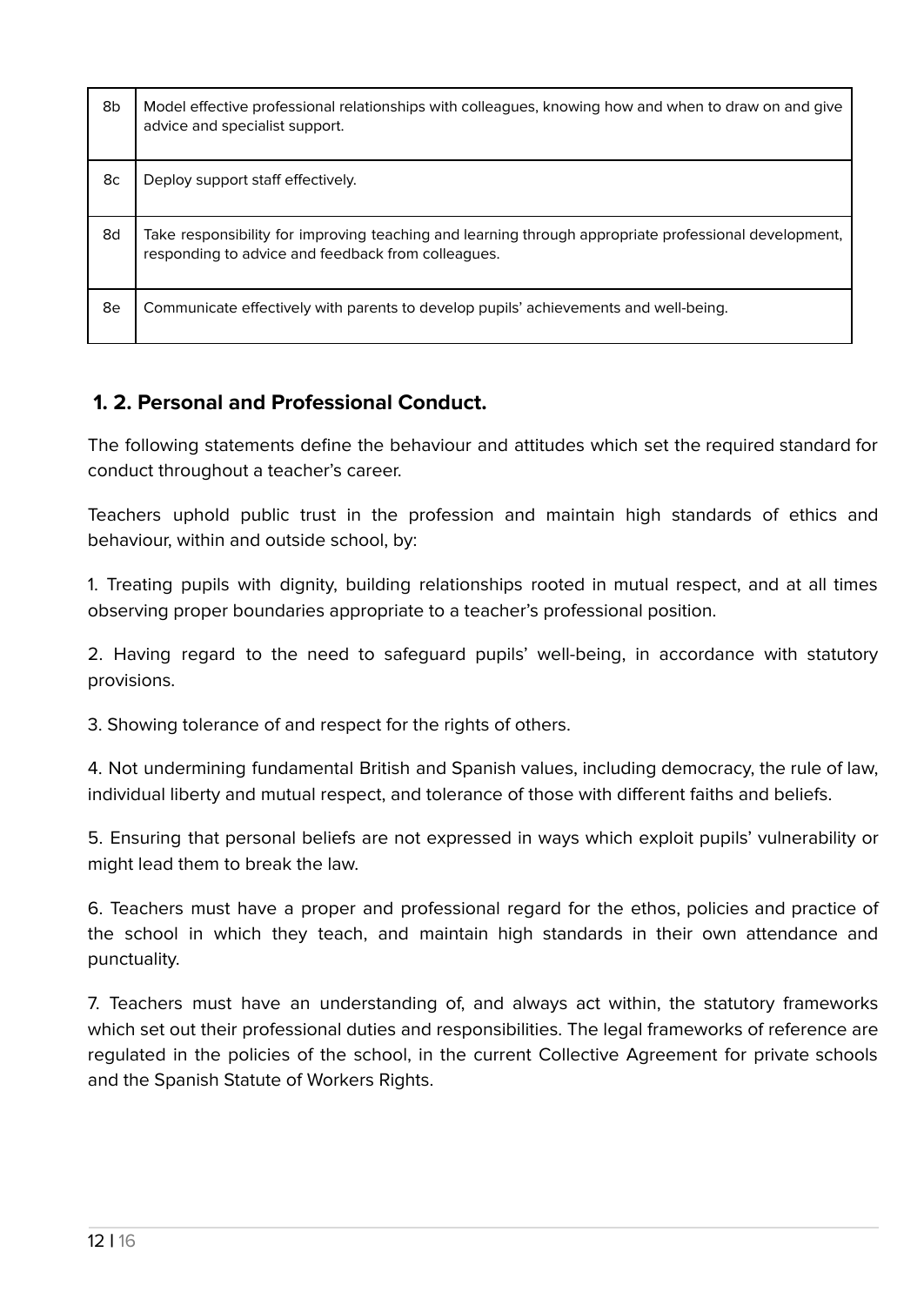| | |
|---|---|
| 8b | Model effective professional relationships with colleagues, knowing how and when to draw on and give advice and specialist support. |
| 8c | Deploy support staff effectively. |
| 8d | Take responsibility for improving teaching and learning through appropriate professional development, responding to advice and feedback from colleagues. |
| 8e | Communicate effectively with parents to develop pupils' achievements and well-being. |

## 1. 2. Personal and Professional Conduct.

The following statements define the behaviour and attitudes which set the required standard for conduct throughout a teacher's career.

Teachers uphold public trust in the profession and maintain high standards of ethics and behaviour, within and outside school, by:

1. Treating pupils with dignity, building relationships rooted in mutual respect, and at all times observing proper boundaries appropriate to a teacher's professional position.

2. Having regard to the need to safeguard pupils' well-being, in accordance with statutory provisions.

3. Showing tolerance of and respect for the rights of others.

4. Not undermining fundamental British and Spanish values, including democracy, the rule of law, individual liberty and mutual respect, and tolerance of those with different faiths and beliefs.

5. Ensuring that personal beliefs are not expressed in ways which exploit pupils' vulnerability or might lead them to break the law.

6. Teachers must have a proper and professional regard for the ethos, policies and practice of the school in which they teach, and maintain high standards in their own attendance and punctuality.

7. Teachers must have an understanding of, and always act within, the statutory frameworks which set out their professional duties and responsibilities. The legal frameworks of reference are regulated in the policies of the school, in the current Collective Agreement for private schools and the Spanish Statute of Workers Rights.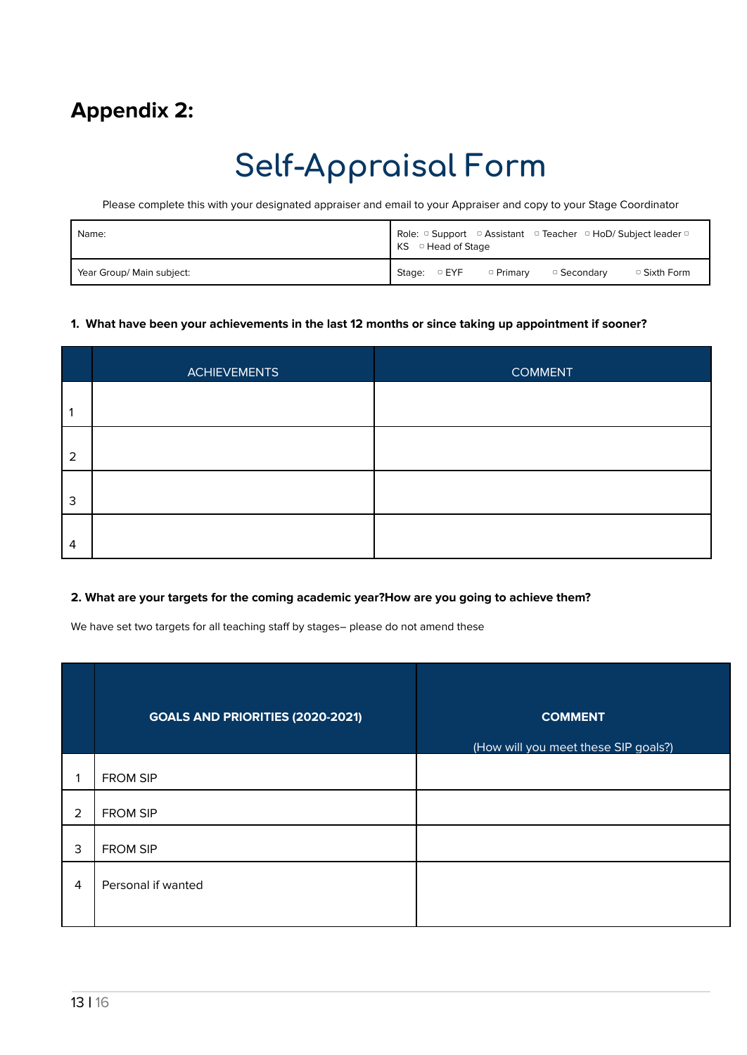## Appendix 2:

# Self-Appraisal Form

Please complete this with your designated appraiser and email to your Appraiser and copy to your Stage Coordinator

| | |
|---|---|
| Name: | Role: ▫ Support ▫ Assistant ▫ Teacher ▫ HoD/ Subject leader ▫ KS ▫ Head of Stage |
| Year Group/ Main subject: | Stage: ▫ EYF ▫ Primary ▫ Secondary ▫ Sixth Form |

**1. What have been your achievements in the last 12 months or since taking up appointment if sooner?**

| | ACHIEVEMENTS | COMMENT |
|---|---|---|
| 1 | | |
| 2 | | |
| 3 | | |
| 4 | | |

**2. What are your targets for the coming academic year?How are you going to achieve them?**

We have set two targets for all teaching staff by stages– please do not amend these

| | GOALS AND PRIORITIES (2020-2021) | COMMENT (How will you meet these SIP goals?) |
|---|---|---|
| 1 | FROM SIP | |
| 2 | FROM SIP | |
| 3 | FROM SIP | |
| 4 | Personal if wanted | |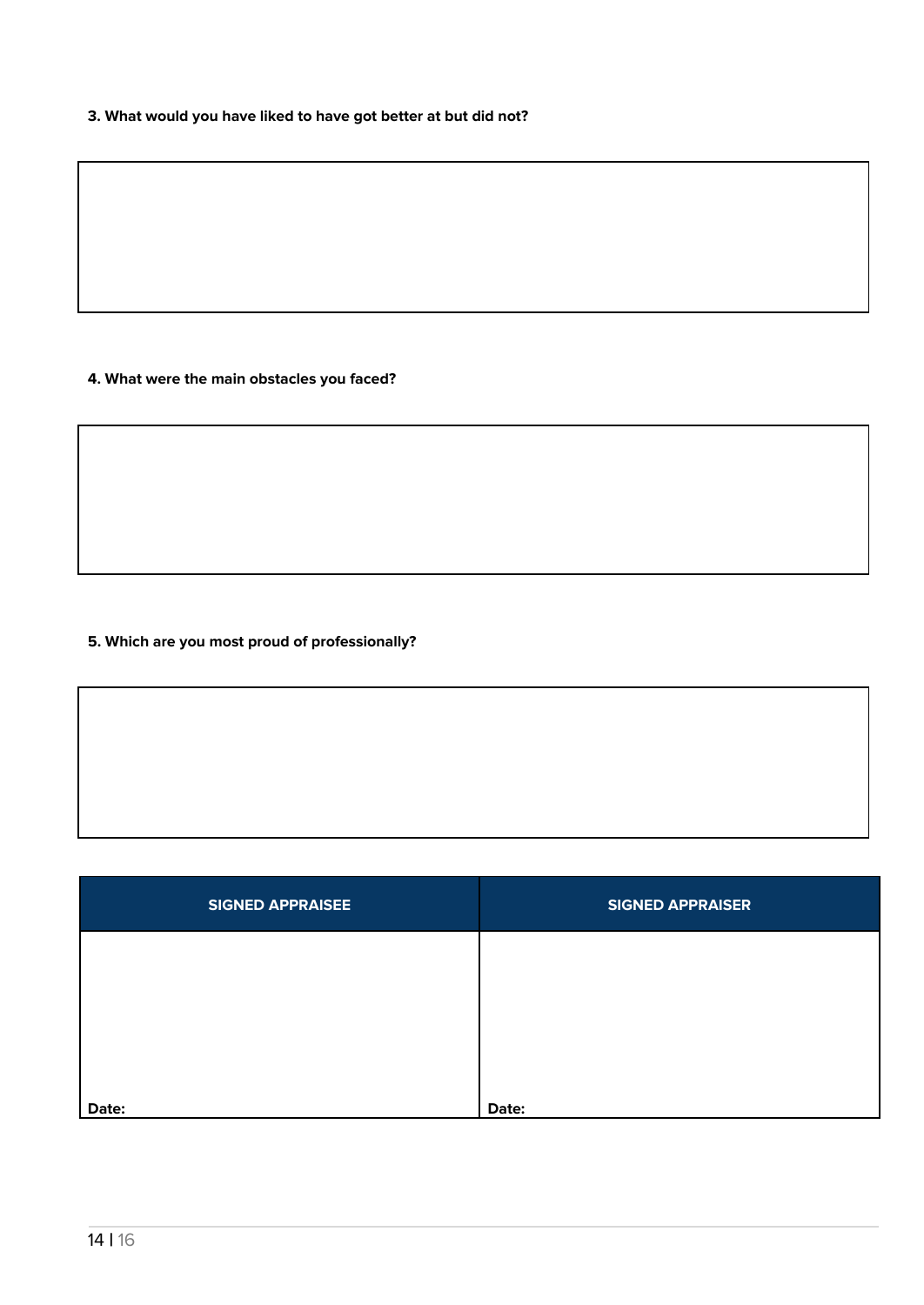**3. What would you have liked to have got better at but did not?**

**4. What were the main obstacles you faced?**

**5. Which are you most proud of professionally?**

| SIGNED APPRAISEE | SIGNED APPRAISER |
| --- | --- |
| **Date:** | **Date:** |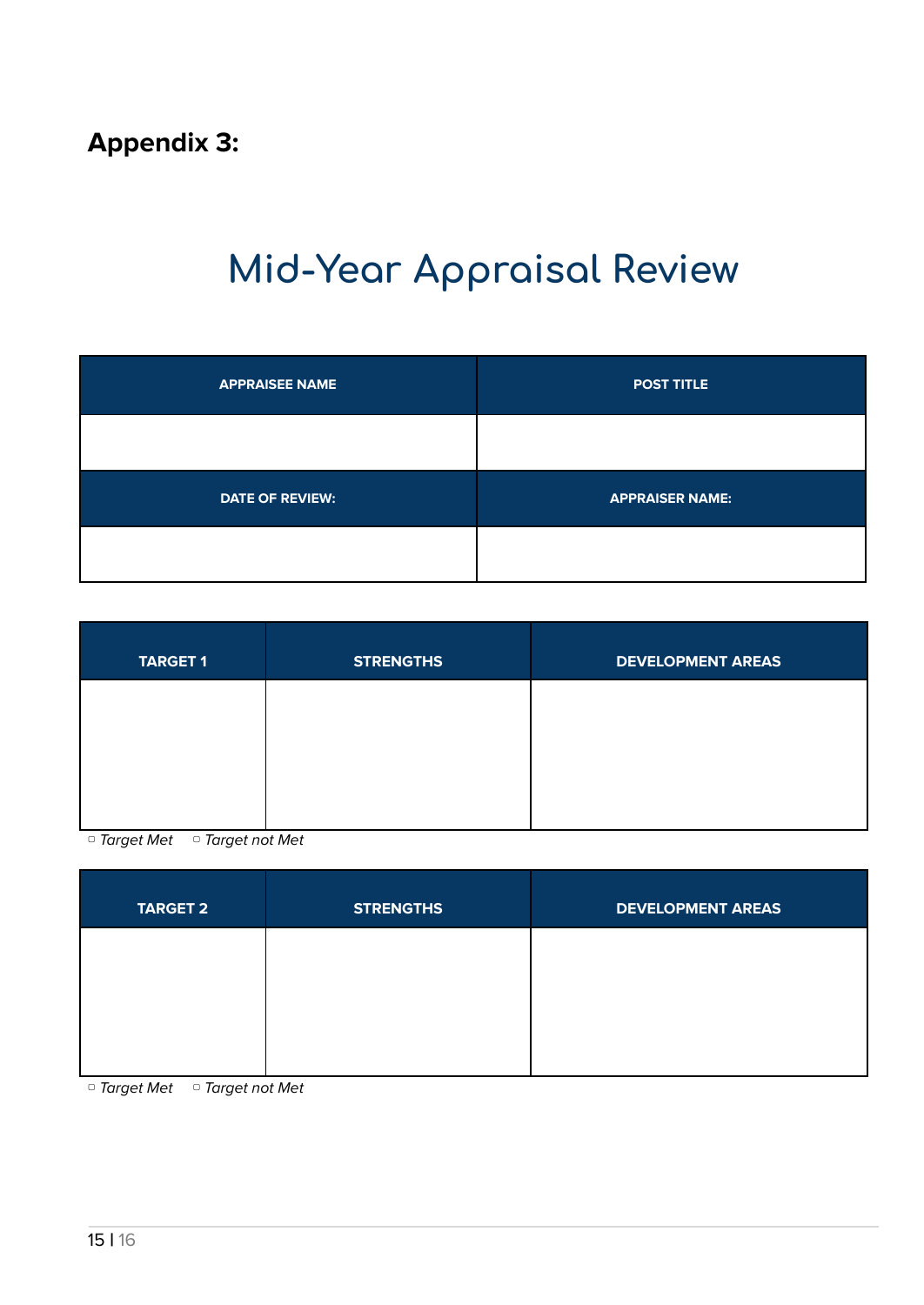**Appendix 3:**

# Mid-Year Appraisal Review

| APPRAISEE NAME | POST TITLE |
| --- | --- |
| | |
| **DATE OF REVIEW:** | **APPRAISER NAME:** |
| | |

| TARGET 1 | STRENGTHS | DEVELOPMENT AREAS |
| --- | --- | --- |
| | | |

▢ *Target Met* ▢ *Target not Met*

| TARGET 2 | STRENGTHS | DEVELOPMENT AREAS |
| --- | --- | --- |
| | | |

▢ *Target Met* ▢ *Target not Met*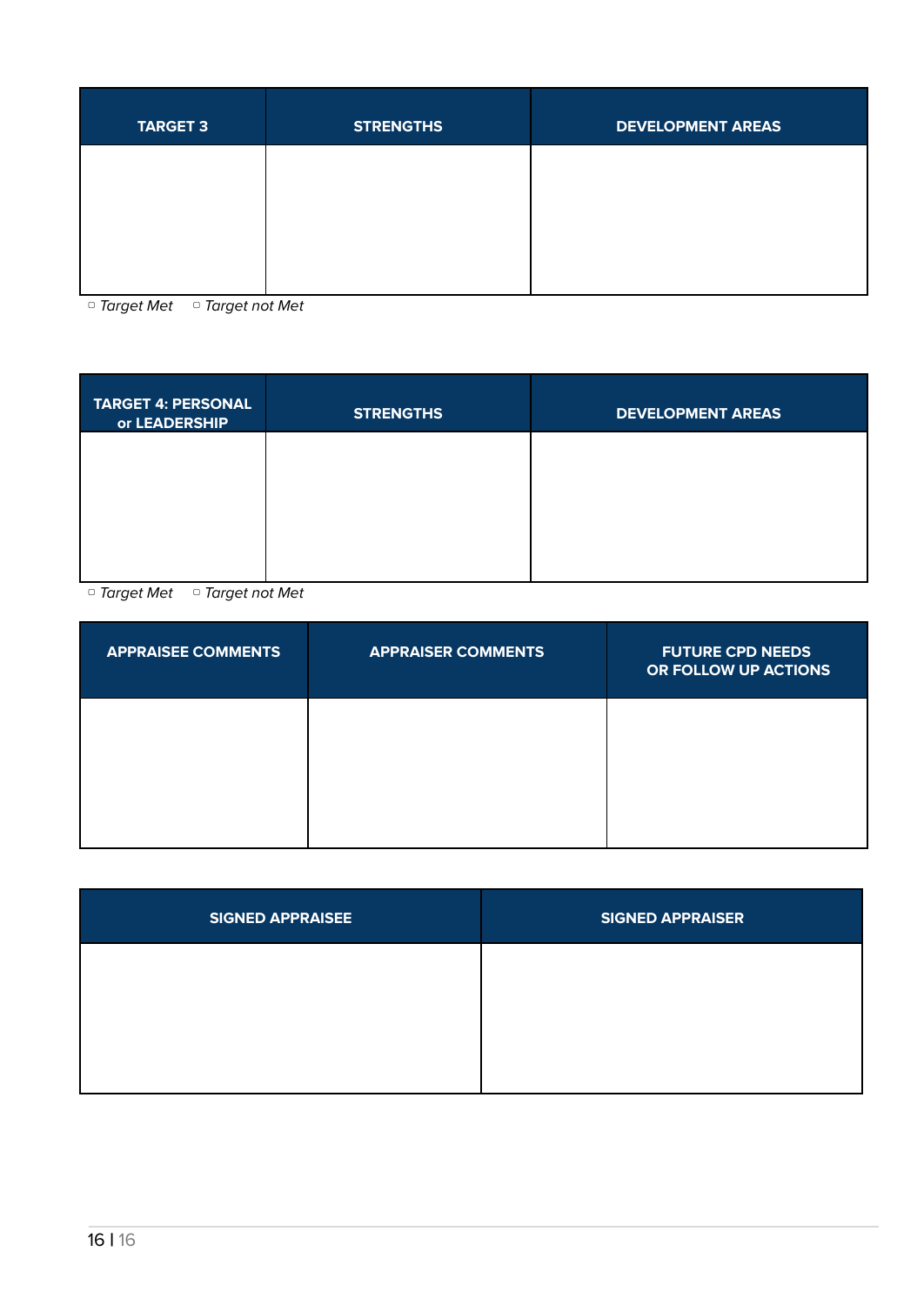| TARGET 3 | STRENGTHS | DEVELOPMENT AREAS |
|---|---|---|
| | | |

▢ *Target Met* ▢ *Target not Met*

| TARGET 4: PERSONAL or LEADERSHIP | STRENGTHS | DEVELOPMENT AREAS |
|---|---|---|
| | | |

▢ *Target Met* ▢ *Target not Met*

| APPRAISEE COMMENTS | APPRAISER COMMENTS | FUTURE CPD NEEDS OR FOLLOW UP ACTIONS |
|---|---|---|
| | | |

| SIGNED APPRAISEE | SIGNED APPRAISER |
|---|---|
| | |